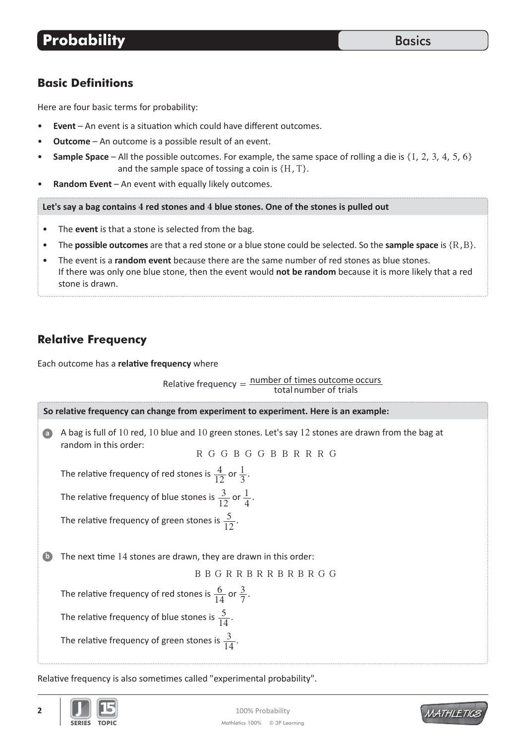# Probability

## Basics

## Basic Definitions

Here are four basic terms for probability:

- **Event** – An event is a situation which could have different outcomes.
- **Outcome** – An outcome is a possible result of an event.
- **Sample Space** – All the possible outcomes. For example, the same space of rolling a die is $\{1, 2, 3, 4, 5, 6\}$ and the sample space of tossing a coin is $\{\text{H}, \text{T}\}$.
- **Random Event** – An event with equally likely outcomes.

**Let's say a bag contains 4 red stones and 4 blue stones. One of the stones is pulled out**

- The **event** is that a stone is selected from the bag.
- The **possible outcomes** are that a red stone or a blue stone could be selected. So the **sample space** is $\{\text{R}, \text{B}\}$.
- The event is a **random event** because there are the same number of red stones as blue stones. If there was only one blue stone, then the event would **not be random** because it is more likely that a red stone is drawn.

## Relative Frequency

Each outcome has a **relative frequency** where

$$\text{Relative frequency} = \frac{\text{number of times outcome occurs}}{\text{total number of trials}}$$

**So relative frequency can change from experiment to experiment. Here is an example:**

**a** A bag is full of 10 red, 10 blue and 10 green stones. Let's say 12 stones are drawn from the bag at random in this order:

R G G B G G B B R R R G

The relative frequency of red stones is $\frac{4}{12}$ or $\frac{1}{3}$.

The relative frequency of blue stones is $\frac{3}{12}$ or $\frac{1}{4}$.

The relative frequency of green stones is $\frac{5}{12}$.

**b** The next time 14 stones are drawn, they are drawn in this order:

B B G R R B R R B R B R G G

The relative frequency of red stones is $\frac{6}{14}$ or $\frac{3}{7}$.

The relative frequency of blue stones is $\frac{5}{14}$.

The relative frequency of green stones is $\frac{3}{14}$.

Relative frequency is also sometimes called "experimental probability".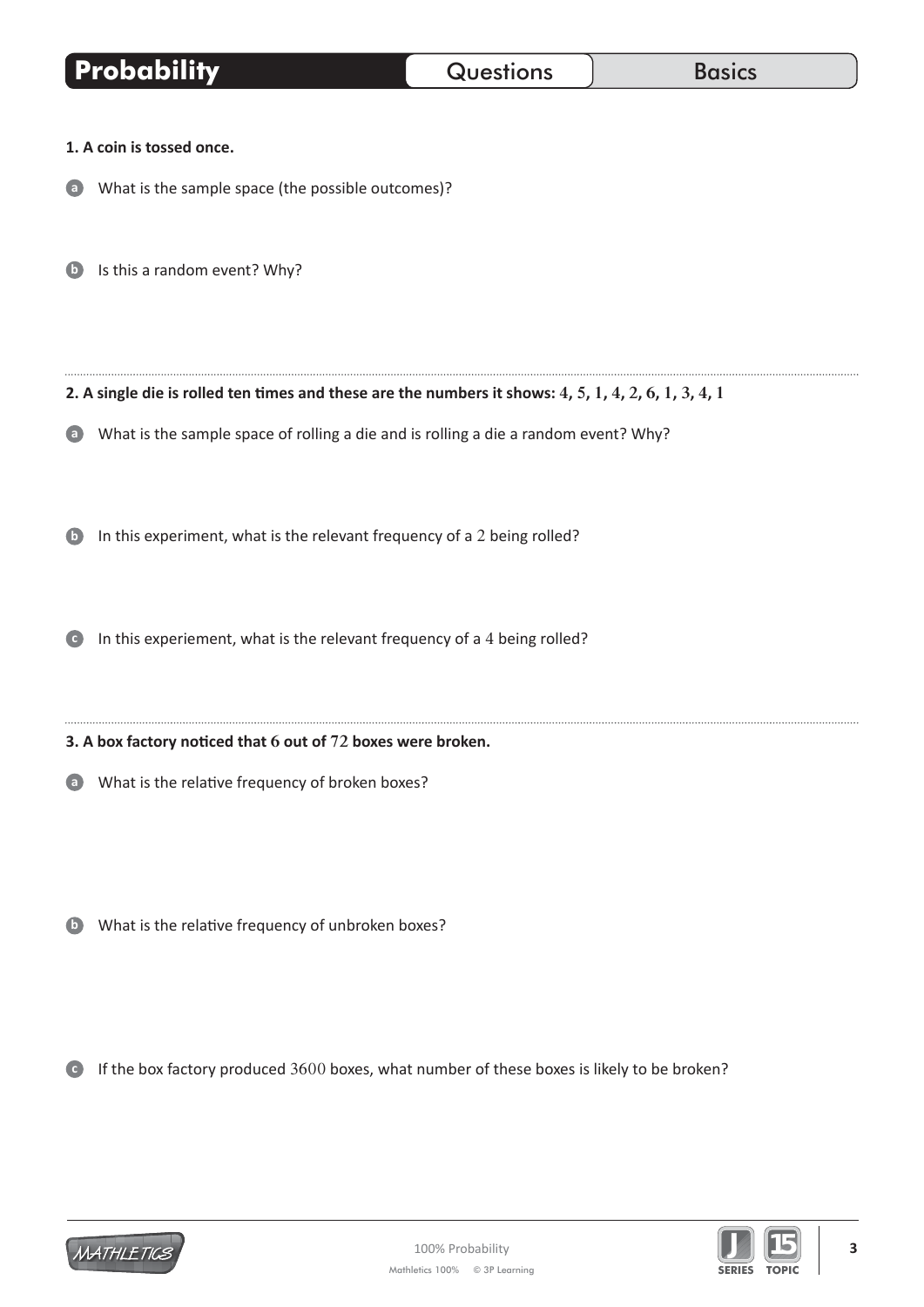# Probability

Questions | Basics

**1. A coin is tossed once.**

a) What is the sample space (the possible outcomes)?

b) Is this a random event? Why?

**2. A single die is rolled ten times and these are the numbers it shows: 4, 5, 1, 4, 2, 6, 1, 3, 4, 1**

a) What is the sample space of rolling a die and is rolling a die a random event? Why?

b) In this experiment, what is the relevant frequency of a 2 being rolled?

c) In this experiement, what is the relevant frequency of a 4 being rolled?

**3. A box factory noticed that 6 out of 72 boxes were broken.**

a) What is the relative frequency of broken boxes?

b) What is the relative frequency of unbroken boxes?

c) If the box factory produced 3600 boxes, what number of these boxes is likely to be broken?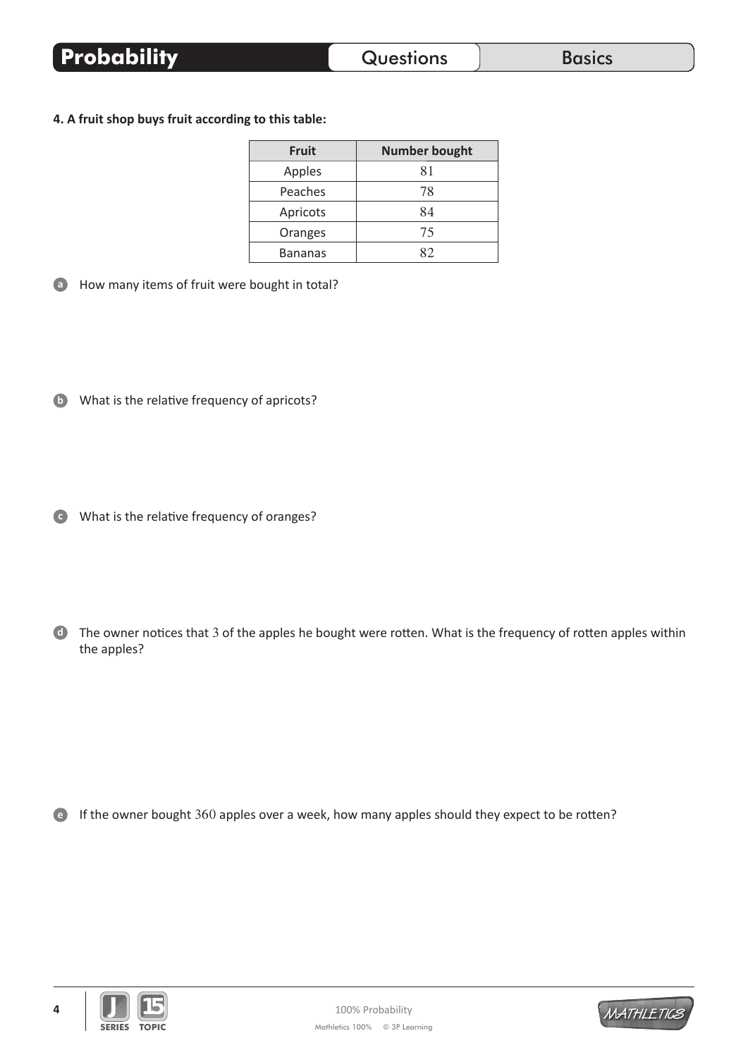**4. A fruit shop buys fruit according to this table:**

| Fruit | Number bought |
|---|---|
| Apples | 81 |
| Peaches | 78 |
| Apricots | 84 |
| Oranges | 75 |
| Bananas | 82 |

a. How many items of fruit were bought in total?

b. What is the relative frequency of apricots?

c. What is the relative frequency of oranges?

d. The owner notices that 3 of the apples he bought were rotten. What is the frequency of rotten apples within the apples?

e. If the owner bought 360 apples over a week, how many apples should they expect to be rotten?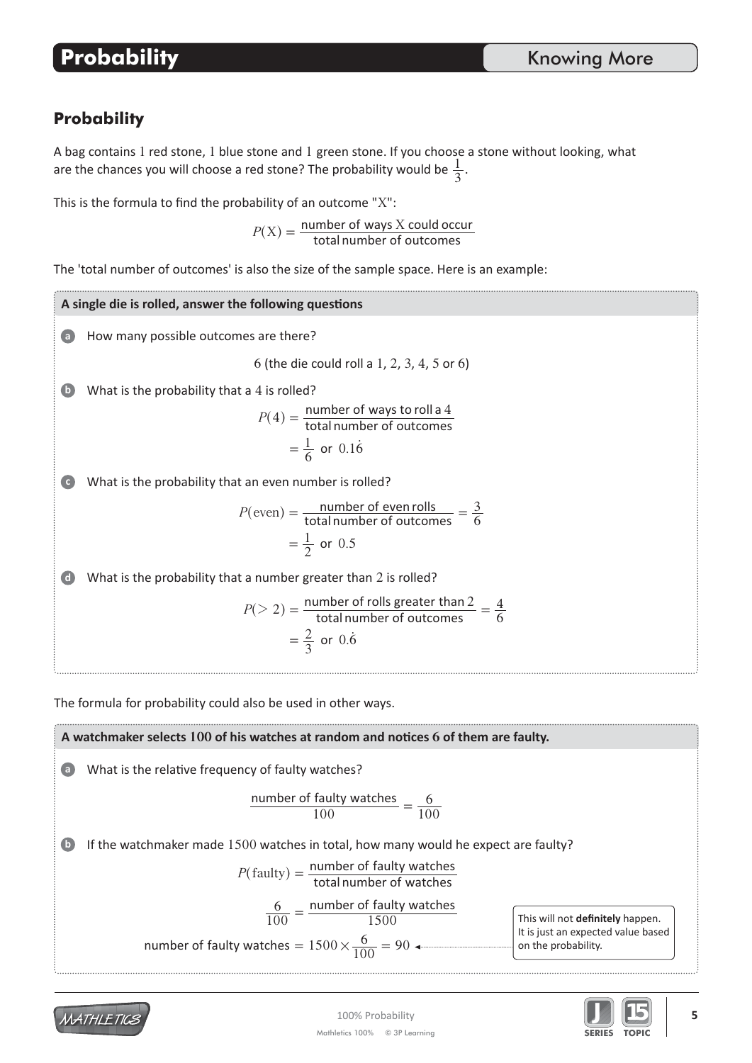# Probability

## Probability

A bag contains 1 red stone, 1 blue stone and 1 green stone. If you choose a stone without looking, what are the chances you will choose a red stone? The probability would be $\frac{1}{3}$.

This is the formula to find the probability of an outcome "X":

$$P(\text{X}) = \frac{\text{number of ways X could occur}}{\text{total number of outcomes}}$$

The 'total number of outcomes' is also the size of the sample space. Here is an example:

**A single die is rolled, answer the following questions**

**a** How many possible outcomes are there?

6 (the die could roll a 1, 2, 3, 4, 5 or 6)

**b** What is the probability that a 4 is rolled?

$$P(4) = \frac{\text{number of ways to roll a 4}}{\text{total number of outcomes}}$$
$$= \frac{1}{6} \text{ or } 0.1\dot{6}$$

**c** What is the probability that an even number is rolled?

$$P(\text{even}) = \frac{\text{number of even rolls}}{\text{total number of outcomes}} = \frac{3}{6}$$
$$= \frac{1}{2} \text{ or } 0.5$$

**d** What is the probability that a number greater than 2 is rolled?

$$P(>2) = \frac{\text{number of rolls greater than 2}}{\text{total number of outcomes}} = \frac{4}{6}$$
$$= \frac{2}{3} \text{ or } 0.\dot{6}$$

The formula for probability could also be used in other ways.

**A watchmaker selects 100 of his watches at random and notices 6 of them are faulty.**

**a** What is the relative frequency of faulty watches?

$$\frac{\text{number of faulty watches}}{100} = \frac{6}{100}$$

**b** If the watchmaker made 1500 watches in total, how many would he expect are faulty?

$$P(\text{faulty}) = \frac{\text{number of faulty watches}}{\text{total number of watches}}$$

$$\frac{6}{100} = \frac{\text{number of faulty watches}}{1500}$$

$$\text{number of faulty watches} = 1500 \times \frac{6}{100} = 90$$

This will not **definitely** happen. It is just an expected value based on the probability.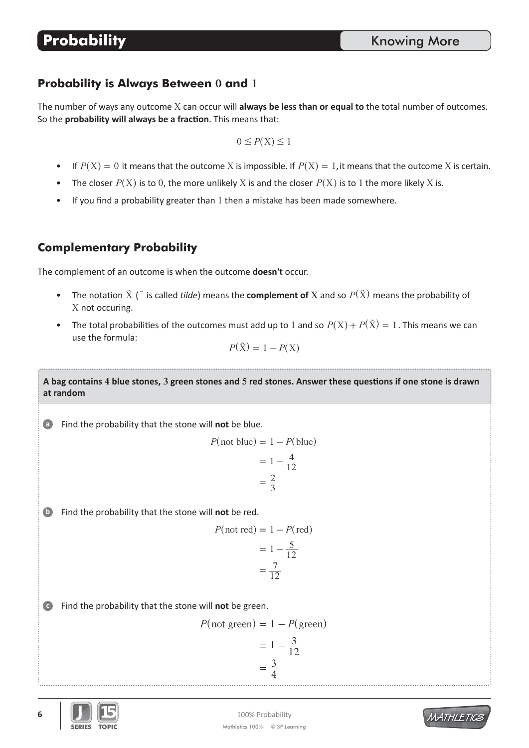# Probability

## Probability is Always Between 0 and 1

The number of ways any outcome X can occur will **always be less than or equal to** the total number of outcomes. So the **probability will always be a fraction**. This means that:

$$0 \leq P(\text{X}) \leq 1$$

- If $P(\text{X}) = 0$ it means that the outcome X is impossible. If $P(\text{X}) = 1$, it means that the outcome X is certain.
- The closer $P(\text{X})$ is to 0, the more unlikely X is and the closer $P(\text{X})$ is to 1 the more likely X is.
- If you find a probability greater than 1 then a mistake has been made somewhere.

## Complementary Probability

The complement of an outcome is when the outcome **doesn't** occur.

- The notation $\tilde{\text{X}}$ ( $\tilde{}$ is called *tilde*) means the **complement of X** and so $P(\tilde{\text{X}})$ means the probability of X not occuring.
- The total probabilities of the outcomes must add up to 1 and so $P(\text{X}) + P(\tilde{\text{X}}) = 1$. This means we can use the formula:

$$P(\tilde{\text{X}}) = 1 - P(\text{X})$$

**A bag contains 4 blue stones, 3 green stones and 5 red stones. Answer these questions if one stone is drawn at random**

**a** Find the probability that the stone will **not** be blue.

$$\begin{aligned} P(\text{not blue}) &= 1 - P(\text{blue}) \\ &= 1 - \frac{4}{12} \\ &= \frac{2}{3} \end{aligned}$$

**b** Find the probability that the stone will **not** be red.

$$\begin{aligned} P(\text{not red}) &= 1 - P(\text{red}) \\ &= 1 - \frac{5}{12} \\ &= \frac{7}{12} \end{aligned}$$

**c** Find the probability that the stone will **not** be green.

$$\begin{aligned} P(\text{not green}) &= 1 - P(\text{green}) \\ &= 1 - \frac{3}{12} \\ &= \frac{3}{4} \end{aligned}$$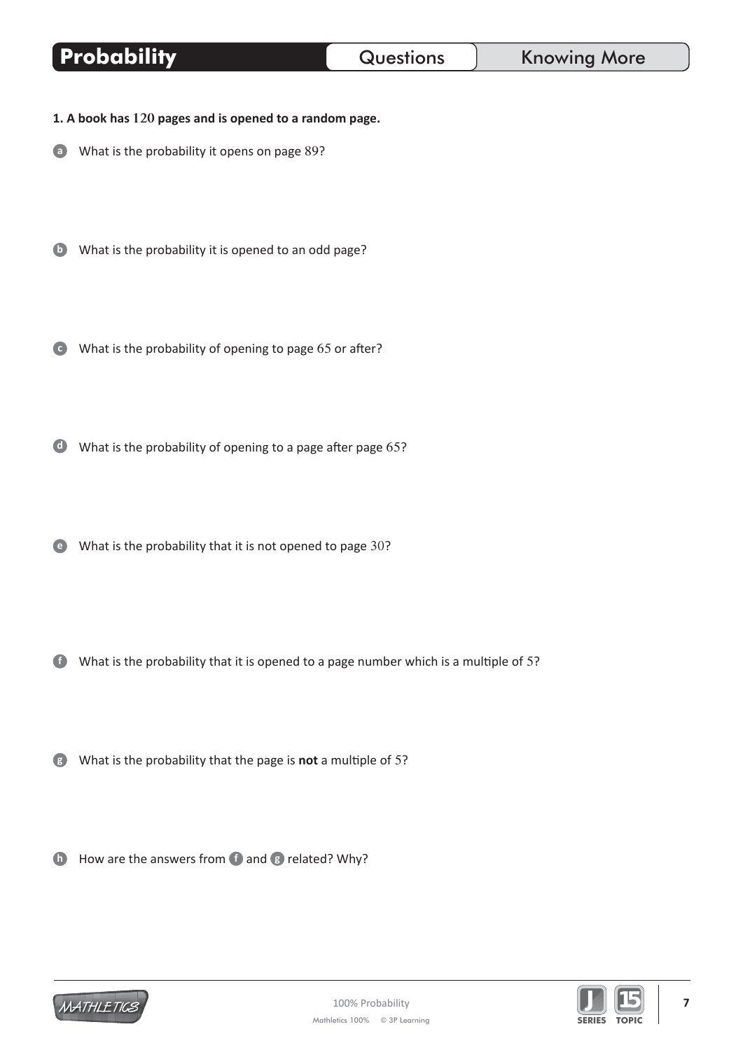# Probability

**1. A book has 120 pages and is opened to a random page.**

**a** What is the probability it opens on page 89?

**b** What is the probability it is opened to an odd page?

**c** What is the probability of opening to page 65 or after?

**d** What is the probability of opening to a page after page 65?

**e** What is the probability that it is not opened to page 30?

**f** What is the probability that it is opened to a page number which is a multiple of 5?

**g** What is the probability that the page is **not** a multiple of 5?

**h** How are the answers from **f** and **g** related? Why?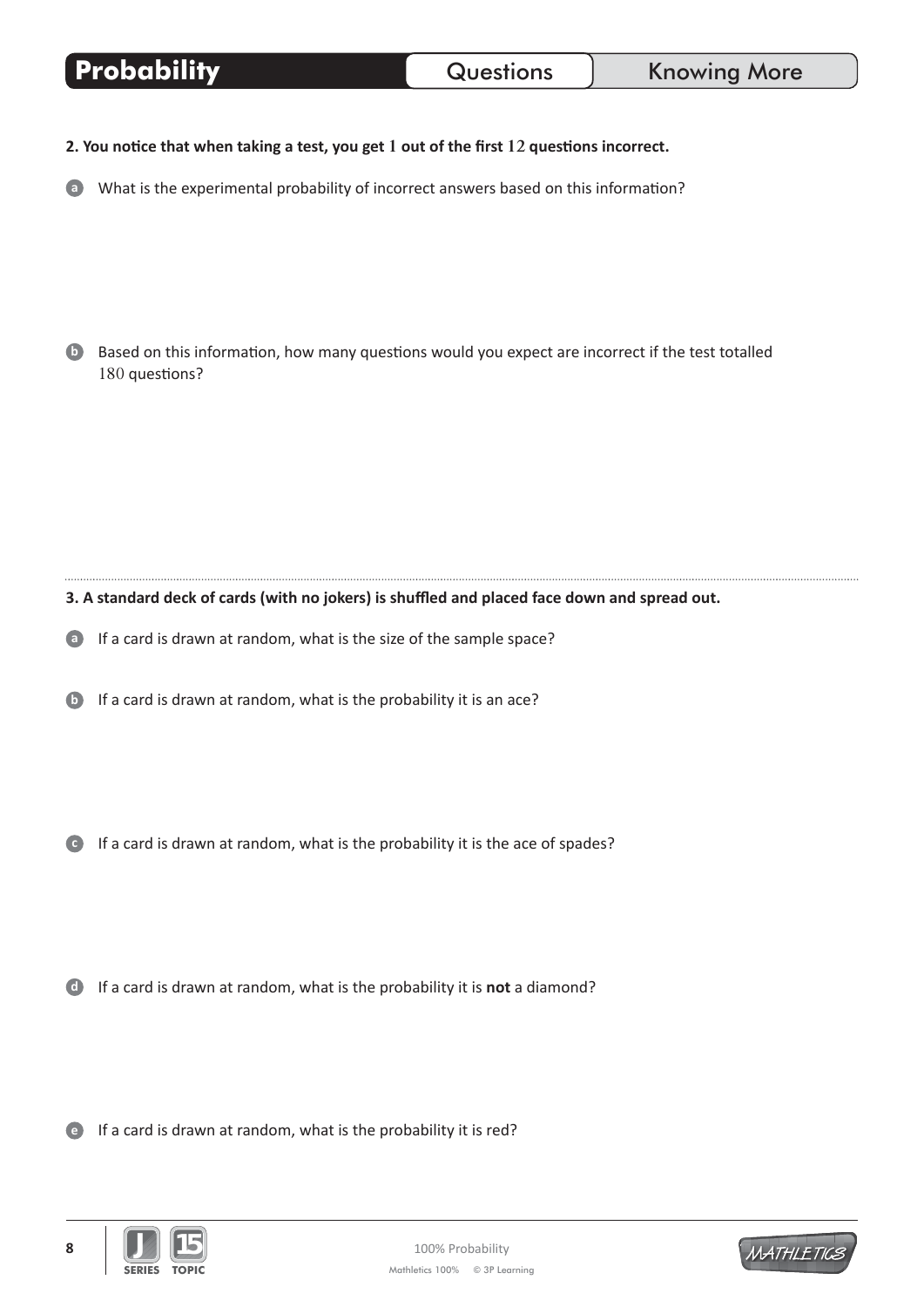**2. You notice that when taking a test, you get $1$ out of the first $12$ questions incorrect.**

**a** What is the experimental probability of incorrect answers based on this information?

**b** Based on this information, how many questions would you expect are incorrect if the test totalled $180$ questions?

**3. A standard deck of cards (with no jokers) is shuffled and placed face down and spread out.**

**a** If a card is drawn at random, what is the size of the sample space?

**b** If a card is drawn at random, what is the probability it is an ace?

**c** If a card is drawn at random, what is the probability it is the ace of spades?

**d** If a card is drawn at random, what is the probability it is **not** a diamond?

**e** If a card is drawn at random, what is the probability it is red?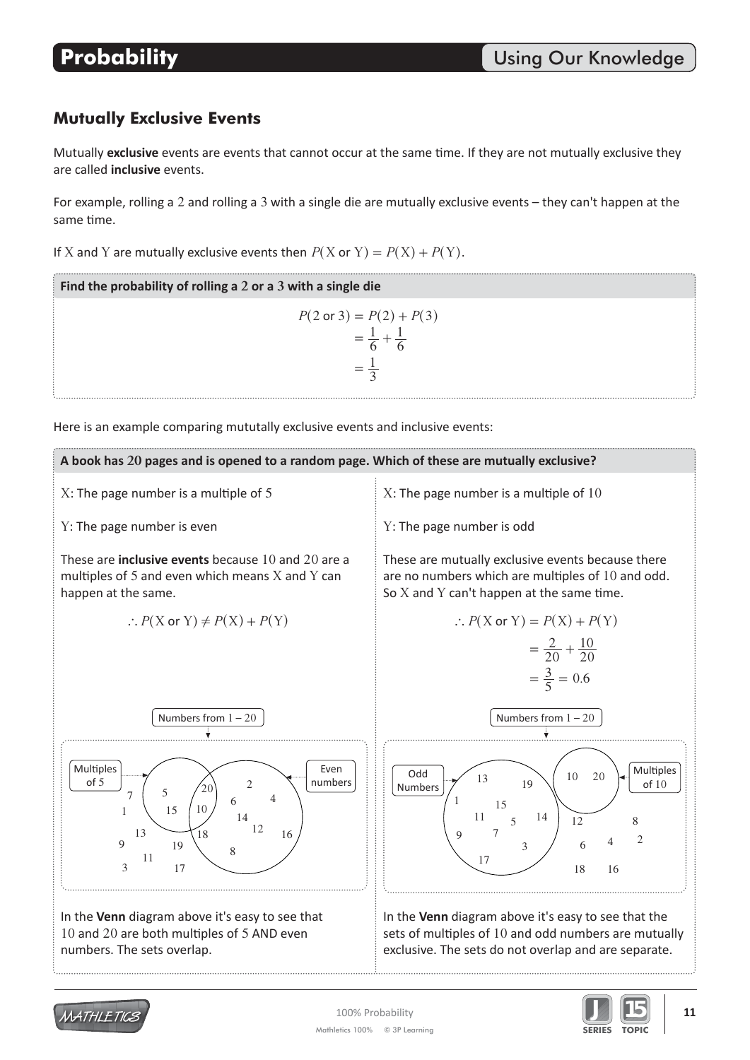# Probability

## Using Our Knowledge

### Mutually Exclusive Events

Mutually **exclusive** events are events that cannot occur at the same time. If they are not mutually exclusive they are called **inclusive** events.

For example, rolling a $2$ and rolling a $3$ with a single die are mutually exclusive events – they can't happen at the same time.

If $\text{X}$ and $\text{Y}$ are mutually exclusive events then $P(\text{X or Y}) = P(\text{X}) + P(\text{Y})$.

**Find the probability of rolling a $2$ or a $3$ with a single die**

$$\begin{aligned} P(2 \text{ or } 3) &= P(2) + P(3) \\ &= \frac{1}{6} + \frac{1}{6} \\ &= \frac{1}{3} \end{aligned}$$

Here is an example comparing mututally exclusive events and inclusive events:

**A book has $20$ pages and is opened to a random page. Which of these are mutually exclusive?**

$\text{X}$: The page number is a multiple of $5$

$\text{Y}$: The page number is even

These are **inclusive events** because $10$ and $20$ are a multiples of $5$ and even which means $\text{X}$ and $\text{Y}$ can happen at the same.

$$\therefore P(\text{X or Y}) \neq P(\text{X}) + P(\text{Y})$$

Numbers from $1 - 20$

Multiples of $5$

Even numbers

7, 1, 13, 9, 3, 11, 17, 19, 5, 15, 20, 10, 18, 2, 6, 4, 14, 12, 16, 8

In the **Venn** diagram above it's easy to see that $10$ and $20$ are both multiples of $5$ AND even numbers. The sets overlap.

$\text{X}$: The page number is a multiple of $10$

$\text{Y}$: The page number is odd

These are mutually exclusive events because there are no numbers which are multiples of $10$ and odd. So $\text{X}$ and $\text{Y}$ can't happen at the same time.

$$\begin{aligned} \therefore P(\text{X or Y}) &= P(\text{X}) + P(\text{Y}) \\ &= \frac{2}{20} + \frac{10}{20} \\ &= \frac{3}{5} = 0.6 \end{aligned}$$

Numbers from $1 - 20$

Odd Numbers

Multiples of $10$

13, 19, 1, 15, 11, 5, 9, 7, 3, 17, 10, 20, 14, 12, 8, 6, 4, 2, 18, 16

In the **Venn** diagram above it's easy to see that the sets of multiples of $10$ and odd numbers are mutually exclusive. The sets do not overlap and are separate.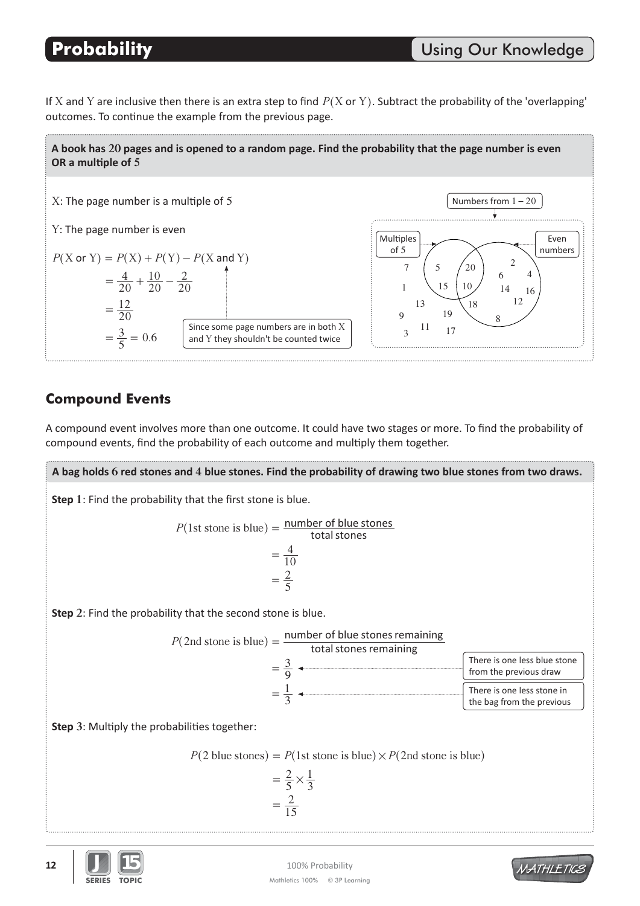If X and Y are inclusive then there is an extra step to find $P(\text{X or Y})$. Subtract the probability of the 'overlapping' outcomes. To continue the example from the previous page.

**A book has 20 pages and is opened to a random page. Find the probability that the page number is even OR a multiple of 5**

X: The page number is a multiple of 5

Y: The page number is even

$$
\begin{aligned}
P(\text{X or Y}) &= P(\text{X}) + P(\text{Y}) - P(\text{X and Y}) \\
&= \frac{4}{20} + \frac{10}{20} - \frac{2}{20} \\
&= \frac{12}{20} \\
&= \frac{3}{5} = 0.6
\end{aligned}
$$

Since some page numbers are in both X and Y they shouldn't be counted twice

Numbers from 1 – 20

Multiples of 5: 5, 15, 20, 10

Even numbers: 20, 10, 2, 4, 6, 8, 12, 14, 16, 18

Neither: 1, 3, 7, 9, 11, 13, 17, 19

## Compound Events

A compound event involves more than one outcome. It could have two stages or more. To find the probability of compound events, find the probability of each outcome and multiply them together.

**A bag holds 6 red stones and 4 blue stones. Find the probability of drawing two blue stones from two draws.**

**Step 1**: Find the probability that the first stone is blue.

$$
\begin{aligned}
P(\text{1st stone is blue}) &= \frac{\text{number of blue stones}}{\text{total stones}} \\
&= \frac{4}{10} \\
&= \frac{2}{5}
\end{aligned}
$$

**Step 2**: Find the probability that the second stone is blue.

$$
\begin{aligned}
P(\text{2nd stone is blue}) &= \frac{\text{number of blue stones remaining}}{\text{total stones remaining}} \\
&= \frac{3}{9} \\
&= \frac{1}{3}
\end{aligned}
$$

There is one less blue stone from the previous draw

There is one less stone in the bag from the previous

**Step 3**: Multiply the probabilities together:

$$
\begin{aligned}
P(\text{2 blue stones}) &= P(\text{1st stone is blue}) \times P(\text{2nd stone is blue}) \\
&= \frac{2}{5} \times \frac{1}{3} \\
&= \frac{2}{15}
\end{aligned}
$$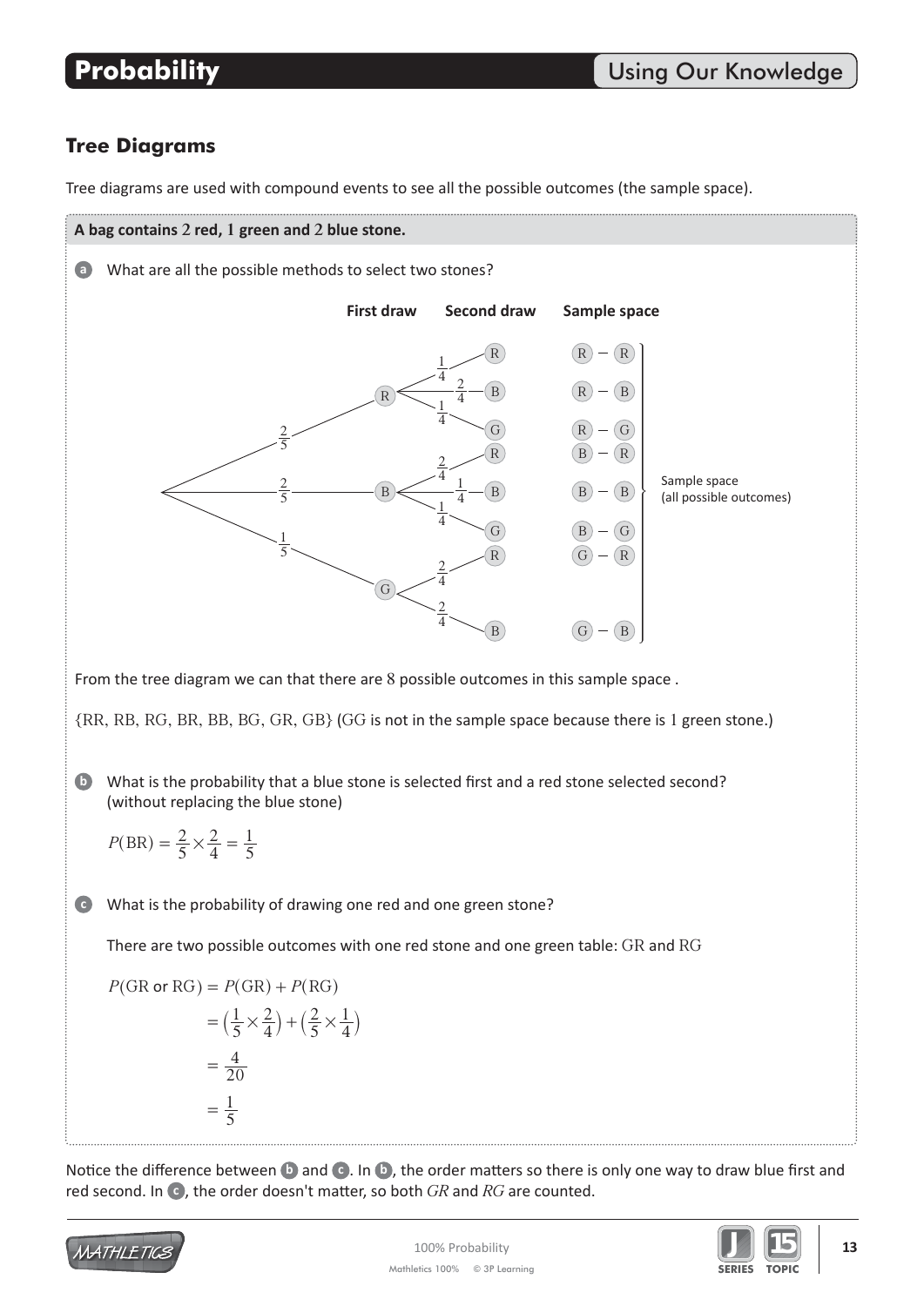# Probability

Using Our Knowledge

## Tree Diagrams

Tree diagrams are used with compound events to see all the possible outcomes (the sample space).

**A bag contains 2 red, 1 green and 2 blue stone.**

**a** What are all the possible methods to select two stones?

| First draw | | Second draw | | Sample space |
|---|---|---|---|---|
| R ($\frac{2}{5}$) | $\frac{1}{4}$ | R | | R – R |
| | $\frac{2}{4}$ | B | | R – B |
| | $\frac{1}{4}$ | G | | R – G |
| B ($\frac{2}{5}$) | $\frac{2}{4}$ | R | | B – R |
| | $\frac{1}{4}$ | B | | B – B |
| | $\frac{1}{4}$ | G | | B – G |
| G ($\frac{1}{5}$) | $\frac{2}{4}$ | R | | G – R |
| | $\frac{2}{4}$ | B | | G – B |

Sample space (all possible outcomes)

From the tree diagram we can that there are 8 possible outcomes in this sample space .

{RR, RB, RG, BR, BB, BG, GR, GB} (GG is not in the sample space because there is 1 green stone.)

**b** What is the probability that a blue stone is selected first and a red stone selected second? (without replacing the blue stone)

$$P(\text{BR}) = \frac{2}{5} \times \frac{2}{4} = \frac{1}{5}$$

**c** What is the probability of drawing one red and one green stone?

There are two possible outcomes with one red stone and one green table: GR and RG

$$
\begin{aligned}
P(\text{GR or RG}) &= P(\text{GR}) + P(\text{RG}) \\
&= \left(\frac{1}{5} \times \frac{2}{4}\right) + \left(\frac{2}{5} \times \frac{1}{4}\right) \\
&= \frac{4}{20} \\
&= \frac{1}{5}
\end{aligned}
$$

Notice the difference between **b** and **c**. In **b**, the order matters so there is only one way to draw blue first and red second. In **c**, the order doesn't matter, so both *GR* and *RG* are counted.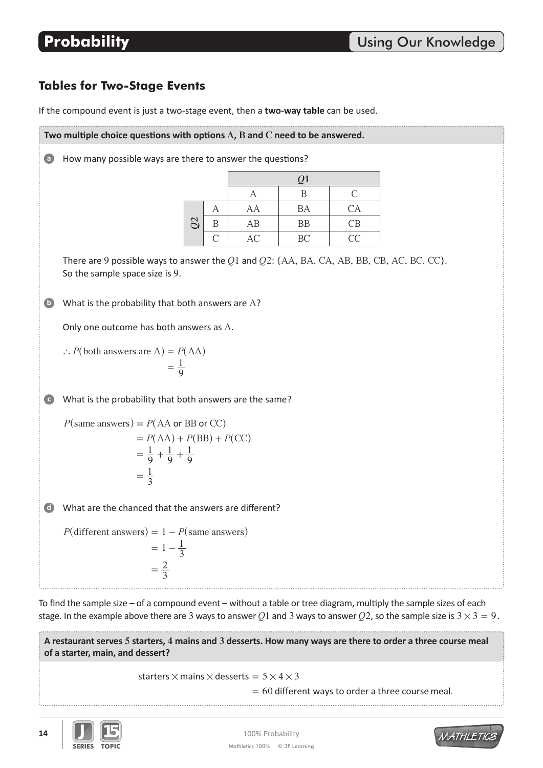# Probability

## Using Our Knowledge

### Tables for Two-Stage Events

If the compound event is just a two-stage event, then a **two-way table** can be used.

**Two multiple choice questions with options A, B and C need to be answered.**

**a** How many possible ways are there to answer the questions?

| | | $Q1$ | | |
|---|---|---|---|---|
| | | A | B | C |
| $Q2$ | A | AA | BA | CA |
| | B | AB | BB | CB |
| | C | AC | BC | CC |

There are 9 possible ways to answer the $Q1$ and $Q2$: {AA, BA, CA, AB, BB, CB, AC, BC, CC}.
So the sample space size is 9.

**b** What is the probability that both answers are A?

Only one outcome has both answers as A.

$$\therefore P(\text{both answers are A}) = P(\text{AA}) = \frac{1}{9}$$

**c** What is the probability that both answers are the same?

$$\begin{aligned} P(\text{same answers}) &= P(\text{AA or BB or CC}) \\ &= P(\text{AA}) + P(\text{BB}) + P(\text{CC}) \\ &= \frac{1}{9} + \frac{1}{9} + \frac{1}{9} \\ &= \frac{1}{3} \end{aligned}$$

**d** What are the chanced that the answers are different?

$$\begin{aligned} P(\text{different answers}) &= 1 - P(\text{same answers}) \\ &= 1 - \frac{1}{3} \\ &= \frac{2}{3} \end{aligned}$$

To find the sample size – of a compound event – without a table or tree diagram, multiply the sample sizes of each stage. In the example above there are 3 ways to answer $Q1$ and 3 ways to answer $Q2$, so the sample size is $3 \times 3 = 9$.

**A restaurant serves 5 starters, 4 mains and 3 desserts. How many ways are there to order a three course meal of a starter, main, and dessert?**

starters $\times$ mains $\times$ desserts $= 5 \times 4 \times 3$

$= 60$ different ways to order a three course meal.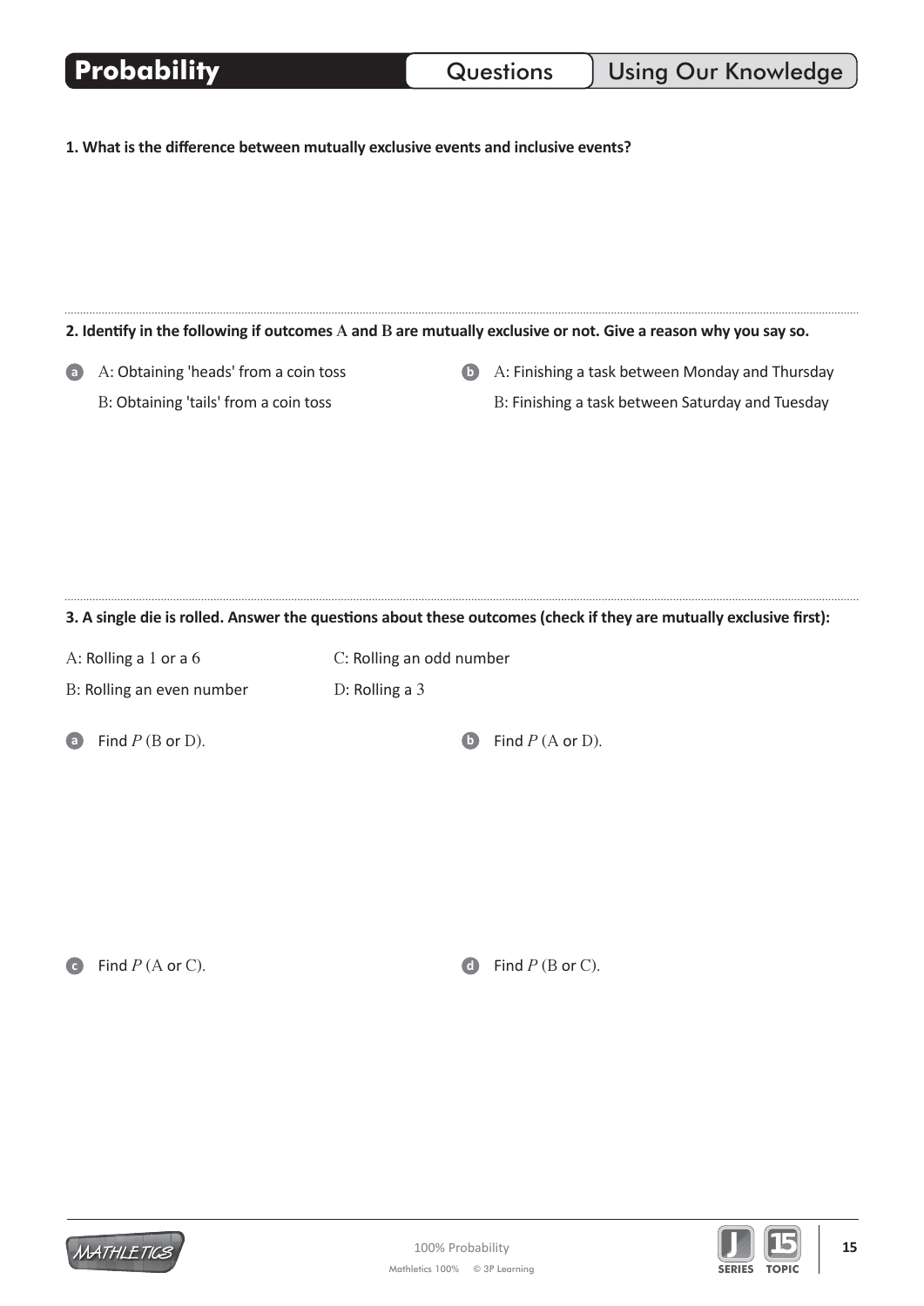# Probability

Questions | Using Our Knowledge

**1. What is the difference between mutually exclusive events and inclusive events?**

**2. Identify in the following if outcomes A and B are mutually exclusive or not. Give a reason why you say so.**

**a** A: Obtaining 'heads' from a coin toss
B: Obtaining 'tails' from a coin toss

**b** A: Finishing a task between Monday and Thursday
B: Finishing a task between Saturday and Tuesday

**3. A single die is rolled. Answer the questions about these outcomes (check if they are mutually exclusive first):**

A: Rolling a 1 or a 6

B: Rolling an even number

C: Rolling an odd number

D: Rolling a 3

**a** Find $P$ (B or D).

**b** Find $P$ (A or D).

**c** Find $P$ (A or C).

**d** Find $P$ (B or C).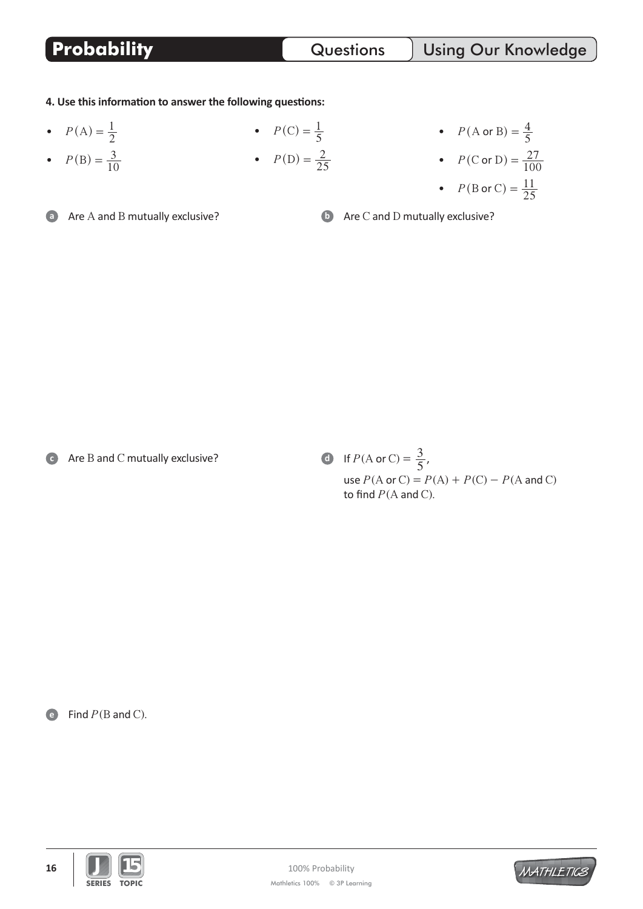**4. Use this information to answer the following questions:**

- $P(\text{A}) = \frac{1}{2}$
- $P(\text{B}) = \frac{3}{10}$
- $P(\text{C}) = \frac{1}{5}$
- $P(\text{D}) = \frac{2}{25}$
- $P(\text{A or B}) = \frac{4}{5}$
- $P(\text{C or D}) = \frac{27}{100}$
- $P(\text{B or C}) = \frac{11}{25}$

**a** Are A and B mutually exclusive?

**b** Are C and D mutually exclusive?

**c** Are B and C mutually exclusive?

**d** If $P(\text{A or C}) = \frac{3}{5}$,
use $P(\text{A or C}) = P(\text{A}) + P(\text{C}) - P(\text{A and C})$
to find $P(\text{A and C})$.

**e** Find $P(\text{B and C})$.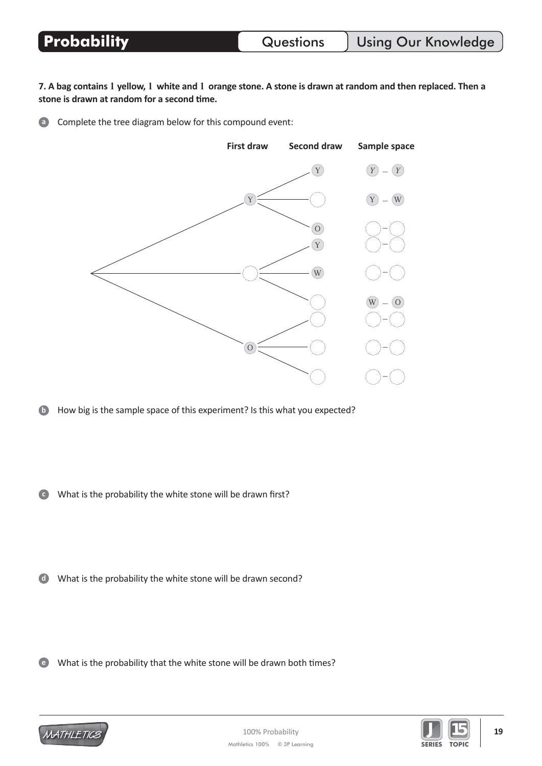## Probability — Questions — Using Our Knowledge

**7. A bag contains 1 yellow, 1 white and 1 orange stone. A stone is drawn at random and then replaced. Then a stone is drawn at random for a second time.**

**a** Complete the tree diagram below for this compound event:

| First draw | Second draw | Sample space |
|---|---|---|
| Y | Y | Y – Y |
| | ( ) | Y – W |
| | O | ( ) – ( ) |
| ( ) | Y | ( ) – ( ) |
| | W | ( ) – ( ) |
| | ( ) | W – O |
| O | ( ) | ( ) – ( ) |
| | ( ) | ( ) – ( ) |
| | ( ) | ( ) – ( ) |

**b** How big is the sample space of this experiment? Is this what you expected?

**c** What is the probability the white stone will be drawn first?

**d** What is the probability the white stone will be drawn second?

**e** What is the probability that the white stone will be drawn both times?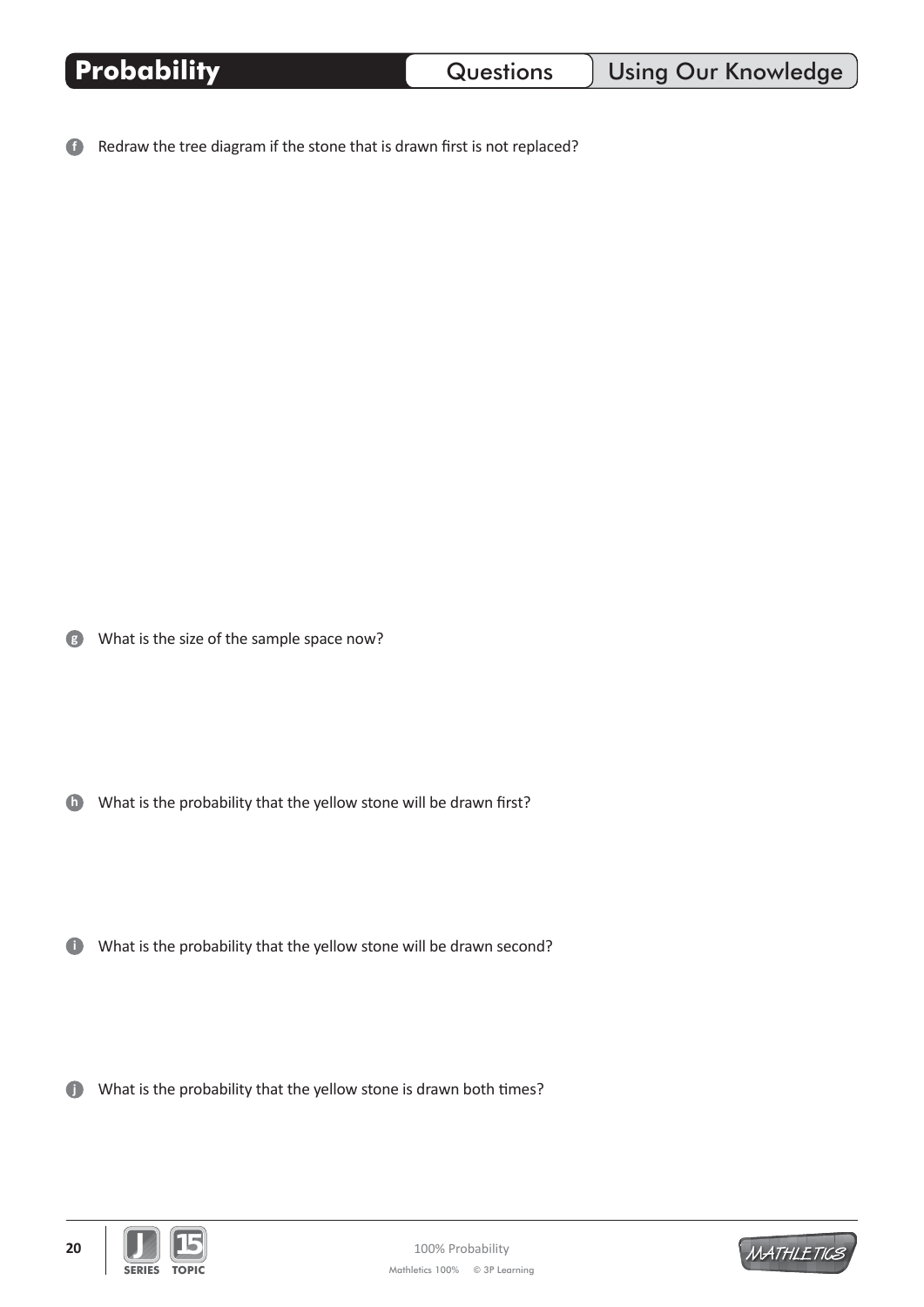# Probability

**Questions** | **Using Our Knowledge**

**f** Redraw the tree diagram if the stone that is drawn first is not replaced?

**g** What is the size of the sample space now?

**h** What is the probability that the yellow stone will be drawn first?

**i** What is the probability that the yellow stone will be drawn second?

**j** What is the probability that the yellow stone is drawn both times?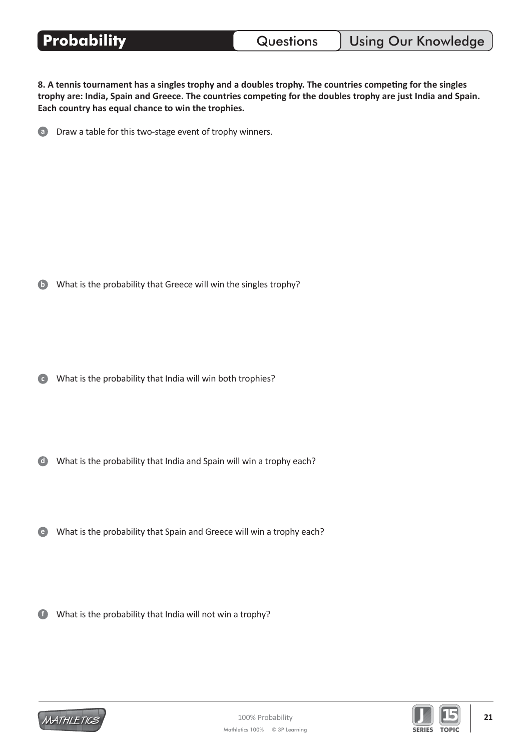**8. A tennis tournament has a singles trophy and a doubles trophy. The countries competing for the singles trophy are: India, Spain and Greece. The countries competing for the doubles trophy are just India and Spain. Each country has equal chance to win the trophies.**

a) Draw a table for this two-stage event of trophy winners.

b) What is the probability that Greece will win the singles trophy?

c) What is the probability that India will win both trophies?

d) What is the probability that India and Spain will win a trophy each?

e) What is the probability that Spain and Greece will win a trophy each?

f) What is the probability that India will not win a trophy?